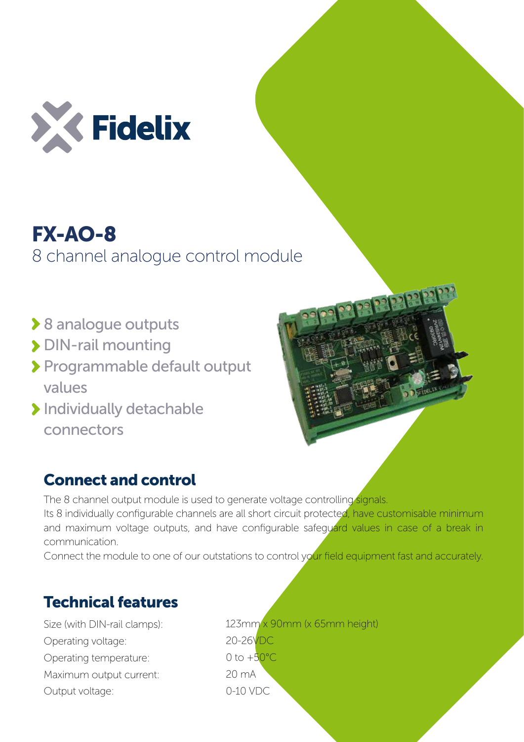Fidelix

# FX-AO-8

8 channel analogue control module

- 8 analogue outputs
- DIN-rail mounting
- Programmable default output values
- Individually detachable connectors

## Connect and control

The 8 channel output module is used to generate voltage controlling signals.
Its 8 individually configurable channels are all short circuit protected, have customisable minimum and maximum voltage outputs, and have configurable safeguard values in case of a break in communication.
Connect the module to one of our outstations to control your field equipment fast and accurately.

## Technical features

| | |
|---|---|
| Size (with DIN-rail clamps): | 123mm x 90mm (x 65mm height) |
| Operating voltage: | 20-26VDC |
| Operating temperature: | 0 to +50°C |
| Maximum output current: | 20 mA |
| Output voltage: | 0-10 VDC |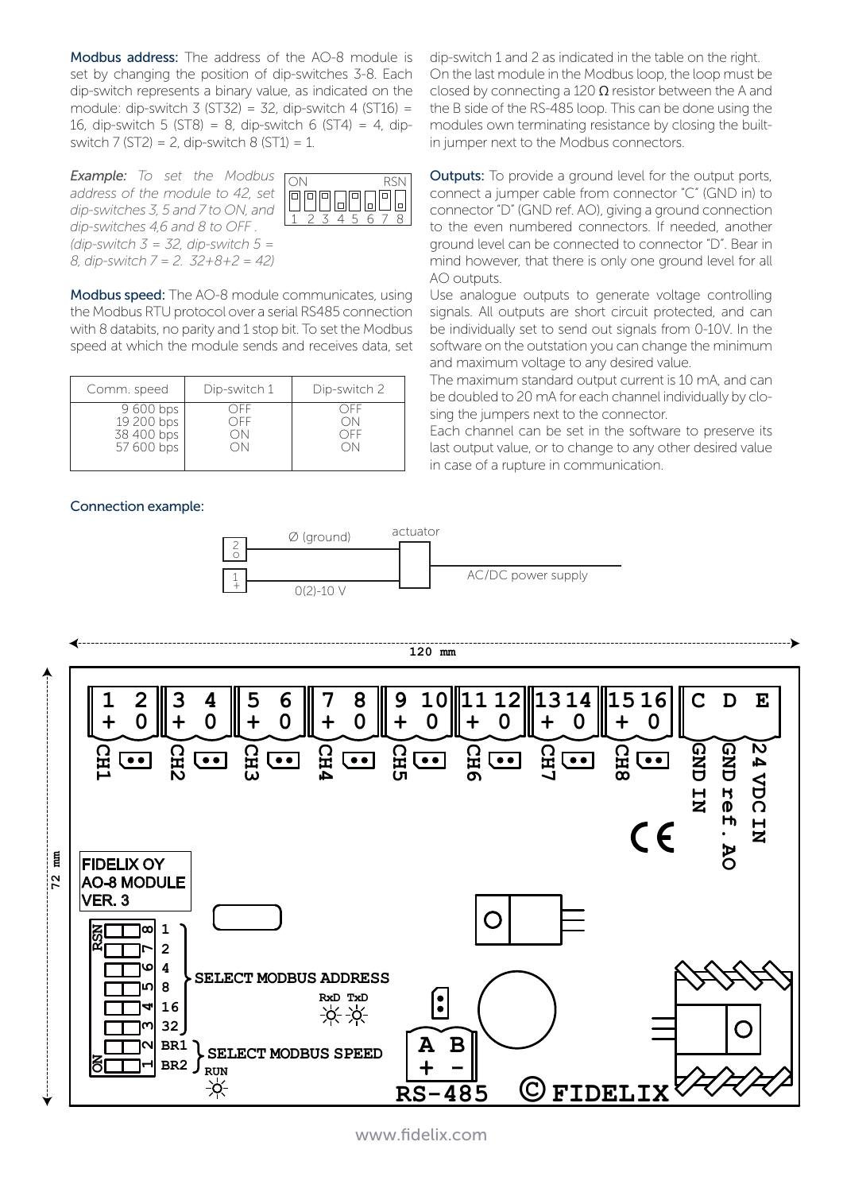**Modbus address:** The address of the AO-8 module is set by changing the position of dip-switches 3-8. Each dip-switch represents a binary value, as indicated on the module: dip-switch 3 (ST32) = 32, dip-switch 4 (ST16) = 16, dip-switch 5 (ST8) = 8, dip-switch 6 (ST4) = 4, dip-switch 7 (ST2) = 2, dip-switch 8 (ST1) = 1.

***Example:*** *To set the Modbus address of the module to 42, set dip-switches 3, 5 and 7 to ON, and dip-switches 4,6 and 8 to OFF . (dip-switch 3 = 32, dip-switch 5 = 8, dip-switch 7 = 2. 32+8+2 = 42)*

ON RSN
1 2 3 4 5 6 7 8

**Modbus speed:** The AO-8 module communicates, using the Modbus RTU protocol over a serial RS485 connection with 8 databits, no parity and 1 stop bit. To set the Modbus speed at which the module sends and receives data, set dip-switch 1 and 2 as indicated in the table on the right. On the last module in the Modbus loop, the loop must be closed by connecting a 120 Ω resistor between the A and the B side of the RS-485 loop. This can be done using the modules own terminating resistance by closing the built-in jumper next to the Modbus connectors.

| Comm. speed | Dip-switch 1 | Dip-switch 2 |
|---|---|---|
| 9 600 bps | OFF | OFF |
| 19 200 bps | OFF | ON |
| 38 400 bps | ON | OFF |
| 57 600 bps | ON | ON |

**Outputs:** To provide a ground level for the output ports, connect a jumper cable from connector "C" (GND in) to connector "D" (GND ref. AO), giving a ground connection to the even numbered connectors. If needed, another ground level can be connected to connector "D". Bear in mind however, that there is only one ground level for all AO outputs.

Use analogue outputs to generate voltage controlling signals. All outputs are short circuit protected, and can be individually set to send out signals from 0-10V. In the software on the outstation you can change the minimum and maximum voltage to any desired value.

The maximum standard output current is 10 mA, and can be doubled to 20 mA for each channel individually by closing the jumpers next to the connector.

Each channel can be set in the software to preserve its last output value, or to change to any other desired value in case of a rupture in communication.

**Connection example:**

2 o
1 +
Ø (ground)
0(2)-10 V
actuator
AC/DC power supply

120 mm
72 mm

1 2 + 0 CH1
3 4 + 0 CH2
5 6 + 0 CH3
7 8 + 0 CH4
9 10 + 0 CH5
11 12 + 0 CH6
13 14 + 0 CH7
15 16 + 0 CH8
C GND IN
D GND ref. AO
E 24 VDC IN

FIDELIX OY
AO-8 MODULE
VER. 3

RSN 8 1
7 2
6 4
5 8
4 16
3 32
SELECT MODBUS ADDRESS
2 BR1
1 BR2
ON
SELECT MODBUS SPEED
RUN
RxD TxD
A B
+ -
RS-485
© FIDELIX

www.fidelix.com